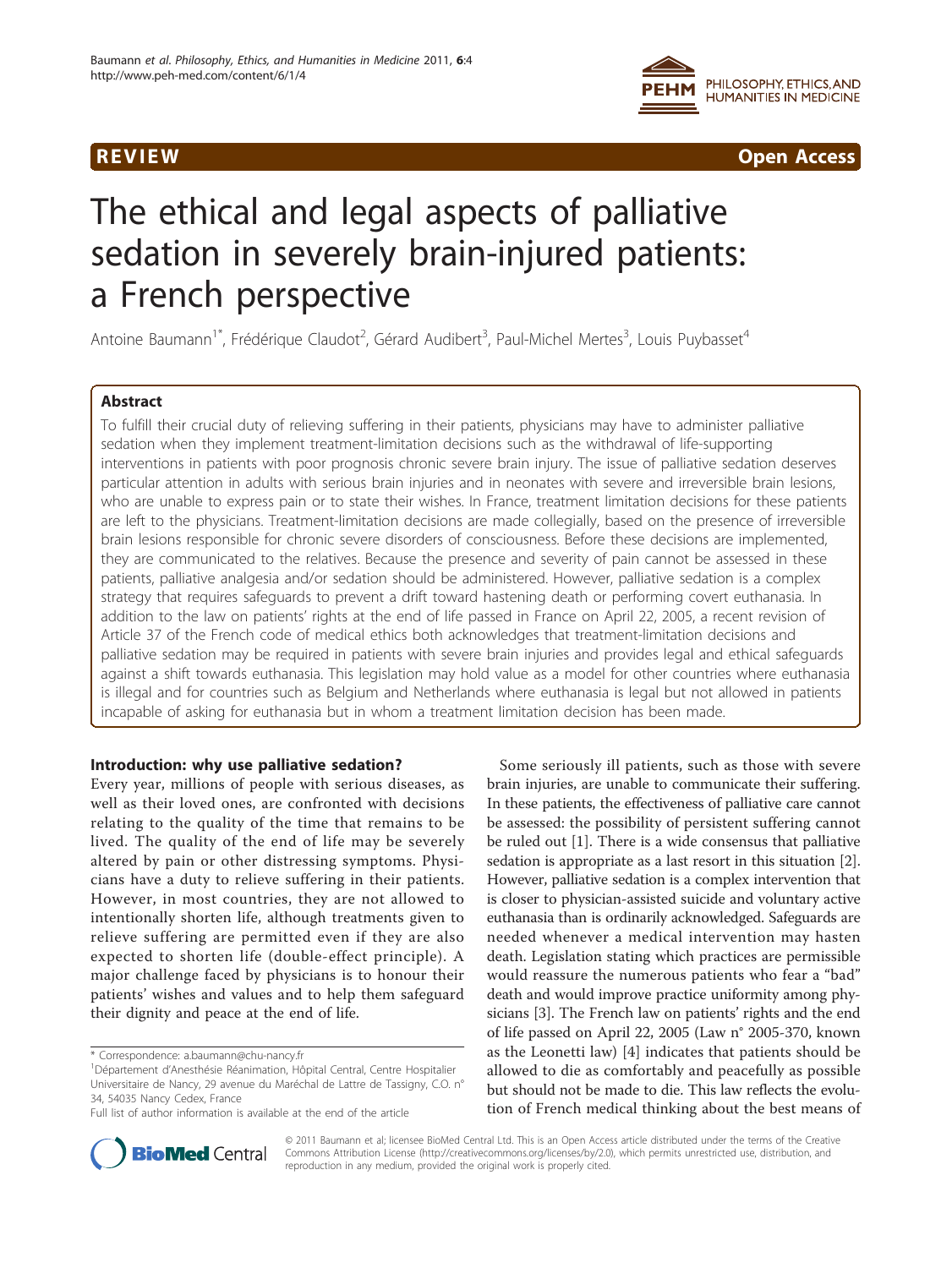REVIEW Open Access

# The ethical and legal aspects of palliative sedation in severely brain-injured patients: a French perspective

Antoine Baumann[1*], Frédérique Claudot[2], Gérard Audibert[3], Paul-Michel Mertes[3], Louis Puybasset[4]

## Abstract

To fulfill their crucial duty of relieving suffering in their patients, physicians may have to administer palliative sedation when they implement treatment-limitation decisions such as the withdrawal of life-supporting interventions in patients with poor prognosis chronic severe brain injury. The issue of palliative sedation deserves particular attention in adults with serious brain injuries and in neonates with severe and irreversible brain lesions, who are unable to express pain or to state their wishes. In France, treatment limitation decisions for these patients are left to the physicians. Treatment-limitation decisions are made collegially, based on the presence of irreversible brain lesions responsible for chronic severe disorders of consciousness. Before these decisions are implemented, they are communicated to the relatives. Because the presence and severity of pain cannot be assessed in these patients, palliative analgesia and/or sedation should be administered. However, palliative sedation is a complex strategy that requires safeguards to prevent a drift toward hastening death or performing covert euthanasia. In addition to the law on patients' rights at the end of life passed in France on April 22, 2005, a recent revision of Article 37 of the French code of medical ethics both acknowledges that treatment-limitation decisions and palliative sedation may be required in patients with severe brain injuries and provides legal and ethical safeguards against a shift towards euthanasia. This legislation may hold value as a model for other countries where euthanasia is illegal and for countries such as Belgium and Netherlands where euthanasia is legal but not allowed in patients incapable of asking for euthanasia but in whom a treatment limitation decision has been made.

## Introduction: why use palliative sedation?

Every year, millions of people with serious diseases, as well as their loved ones, are confronted with decisions relating to the quality of the time that remains to be lived. The quality of the end of life may be severely altered by pain or other distressing symptoms. Physicians have a duty to relieve suffering in their patients. However, in most countries, they are not allowed to intentionally shorten life, although treatments given to relieve suffering are permitted even if they are also expected to shorten life (double-effect principle). A major challenge faced by physicians is to honour their patients' wishes and values and to help them safeguard their dignity and peace at the end of life.

Some seriously ill patients, such as those with severe brain injuries, are unable to communicate their suffering. In these patients, the effectiveness of palliative care cannot be assessed: the possibility of persistent suffering cannot be ruled out [1]. There is a wide consensus that palliative sedation is appropriate as a last resort in this situation [2]. However, palliative sedation is a complex intervention that is closer to physician-assisted suicide and voluntary active euthanasia than is ordinarily acknowledged. Safeguards are needed whenever a medical intervention may hasten death. Legislation stating which practices are permissible would reassure the numerous patients who fear a "bad" death and would improve practice uniformity among physicians [3]. The French law on patients' rights and the end of life passed on April 22, 2005 (Law n° 2005-370, known as the Leonetti law) [4] indicates that patients should be allowed to die as comfortably and peacefully as possible but should not be made to die. This law reflects the evolution of French medical thinking about the best means of

\* Correspondence: a.baumann@chu-nancy.fr
[1]Département d'Anesthésie Réanimation, Hôpital Central, Centre Hospitalier Universitaire de Nancy, 29 avenue du Maréchal de Lattre de Tassigny, C.O. n° 34, 54035 Nancy Cedex, France
Full list of author information is available at the end of the article

© 2011 Baumann et al; licensee BioMed Central Ltd. This is an Open Access article distributed under the terms of the Creative Commons Attribution License (http://creativecommons.org/licenses/by/2.0), which permits unrestricted use, distribution, and reproduction in any medium, provided the original work is properly cited.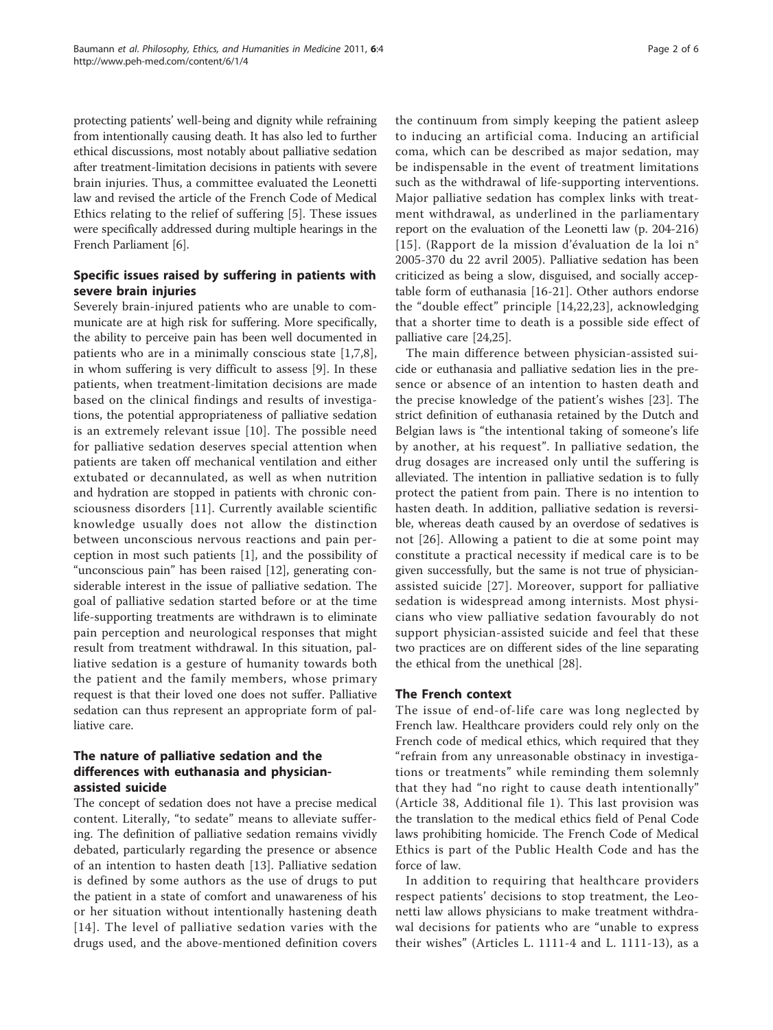protecting patients' well-being and dignity while refraining from intentionally causing death. It has also led to further ethical discussions, most notably about palliative sedation after treatment-limitation decisions in patients with severe brain injuries. Thus, a committee evaluated the Leonetti law and revised the article of the French Code of Medical Ethics relating to the relief of suffering [5]. These issues were specifically addressed during multiple hearings in the French Parliament [6].

## Specific issues raised by suffering in patients with severe brain injuries

Severely brain-injured patients who are unable to communicate are at high risk for suffering. More specifically, the ability to perceive pain has been well documented in patients who are in a minimally conscious state [1,7,8], in whom suffering is very difficult to assess [9]. In these patients, when treatment-limitation decisions are made based on the clinical findings and results of investigations, the potential appropriateness of palliative sedation is an extremely relevant issue [10]. The possible need for palliative sedation deserves special attention when patients are taken off mechanical ventilation and either extubated or decannulated, as well as when nutrition and hydration are stopped in patients with chronic consciousness disorders [11]. Currently available scientific knowledge usually does not allow the distinction between unconscious nervous reactions and pain perception in most such patients [1], and the possibility of "unconscious pain" has been raised [12], generating considerable interest in the issue of palliative sedation. The goal of palliative sedation started before or at the time life-supporting treatments are withdrawn is to eliminate pain perception and neurological responses that might result from treatment withdrawal. In this situation, palliative sedation is a gesture of humanity towards both the patient and the family members, whose primary request is that their loved one does not suffer. Palliative sedation can thus represent an appropriate form of palliative care.

## The nature of palliative sedation and the differences with euthanasia and physician-assisted suicide

The concept of sedation does not have a precise medical content. Literally, "to sedate" means to alleviate suffering. The definition of palliative sedation remains vividly debated, particularly regarding the presence or absence of an intention to hasten death [13]. Palliative sedation is defined by some authors as the use of drugs to put the patient in a state of comfort and unawareness of his or her situation without intentionally hastening death [14]. The level of palliative sedation varies with the drugs used, and the above-mentioned definition covers the continuum from simply keeping the patient asleep to inducing an artificial coma. Inducing an artificial coma, which can be described as major sedation, may be indispensable in the event of treatment limitations such as the withdrawal of life-supporting interventions. Major palliative sedation has complex links with treatment withdrawal, as underlined in the parliamentary report on the evaluation of the Leonetti law (p. 204-216) [15]. (Rapport de la mission d'évaluation de la loi n° 2005-370 du 22 avril 2005). Palliative sedation has been criticized as being a slow, disguised, and socially acceptable form of euthanasia [16-21]. Other authors endorse the "double effect" principle [14,22,23], acknowledging that a shorter time to death is a possible side effect of palliative care [24,25].

The main difference between physician-assisted suicide or euthanasia and palliative sedation lies in the presence or absence of an intention to hasten death and the precise knowledge of the patient's wishes [23]. The strict definition of euthanasia retained by the Dutch and Belgian laws is "the intentional taking of someone's life by another, at his request". In palliative sedation, the drug dosages are increased only until the suffering is alleviated. The intention in palliative sedation is to fully protect the patient from pain. There is no intention to hasten death. In addition, palliative sedation is reversible, whereas death caused by an overdose of sedatives is not [26]. Allowing a patient to die at some point may constitute a practical necessity if medical care is to be given successfully, but the same is not true of physician-assisted suicide [27]. Moreover, support for palliative sedation is widespread among internists. Most physicians who view palliative sedation favourably do not support physician-assisted suicide and feel that these two practices are on different sides of the line separating the ethical from the unethical [28].

## The French context

The issue of end-of-life care was long neglected by French law. Healthcare providers could rely only on the French code of medical ethics, which required that they "refrain from any unreasonable obstinacy in investigations or treatments" while reminding them solemnly that they had "no right to cause death intentionally" (Article 38, Additional file 1). This last provision was the translation to the medical ethics field of Penal Code laws prohibiting homicide. The French Code of Medical Ethics is part of the Public Health Code and has the force of law.

In addition to requiring that healthcare providers respect patients' decisions to stop treatment, the Leonetti law allows physicians to make treatment withdrawal decisions for patients who are "unable to express their wishes" (Articles L. 1111-4 and L. 1111-13), as a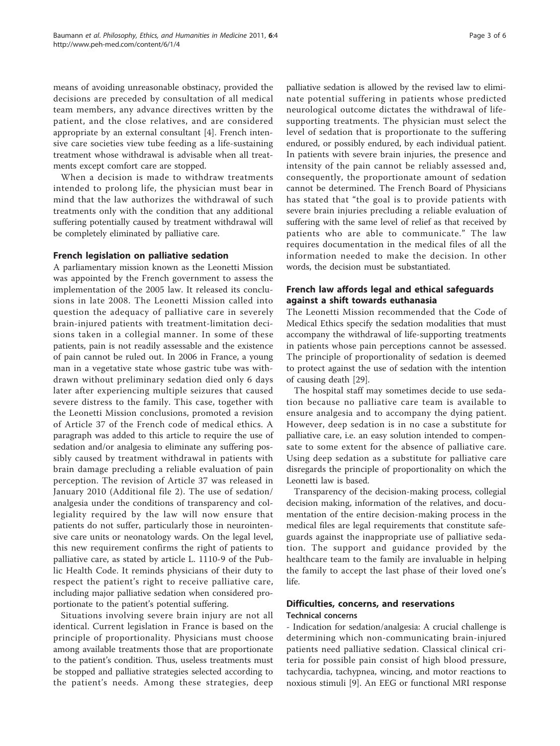means of avoiding unreasonable obstinacy, provided the decisions are preceded by consultation of all medical team members, any advance directives written by the patient, and the close relatives, and are considered appropriate by an external consultant [4]. French intensive care societies view tube feeding as a life-sustaining treatment whose withdrawal is advisable when all treatments except comfort care are stopped.

When a decision is made to withdraw treatments intended to prolong life, the physician must bear in mind that the law authorizes the withdrawal of such treatments only with the condition that any additional suffering potentially caused by treatment withdrawal will be completely eliminated by palliative care.

## French legislation on palliative sedation

A parliamentary mission known as the Leonetti Mission was appointed by the French government to assess the implementation of the 2005 law. It released its conclusions in late 2008. The Leonetti Mission called into question the adequacy of palliative care in severely brain-injured patients with treatment-limitation decisions taken in a collegial manner. In some of these patients, pain is not readily assessable and the existence of pain cannot be ruled out. In 2006 in France, a young man in a vegetative state whose gastric tube was withdrawn without preliminary sedation died only 6 days later after experiencing multiple seizures that caused severe distress to the family. This case, together with the Leonetti Mission conclusions, promoted a revision of Article 37 of the French code of medical ethics. A paragraph was added to this article to require the use of sedation and/or analgesia to eliminate any suffering possibly caused by treatment withdrawal in patients with brain damage precluding a reliable evaluation of pain perception. The revision of Article 37 was released in January 2010 (Additional file 2). The use of sedation/analgesia under the conditions of transparency and collegiality required by the law will now ensure that patients do not suffer, particularly those in neurointensive care units or neonatology wards. On the legal level, this new requirement confirms the right of patients to palliative care, as stated by article L. 1110-9 of the Public Health Code. It reminds physicians of their duty to respect the patient's right to receive palliative care, including major palliative sedation when considered proportionate to the patient's potential suffering.

Situations involving severe brain injury are not all identical. Current legislation in France is based on the principle of proportionality. Physicians must choose among available treatments those that are proportionate to the patient's condition. Thus, useless treatments must be stopped and palliative strategies selected according to the patient's needs. Among these strategies, deep palliative sedation is allowed by the revised law to eliminate potential suffering in patients whose predicted neurological outcome dictates the withdrawal of life-supporting treatments. The physician must select the level of sedation that is proportionate to the suffering endured, or possibly endured, by each individual patient. In patients with severe brain injuries, the presence and intensity of the pain cannot be reliably assessed and, consequently, the proportionate amount of sedation cannot be determined. The French Board of Physicians has stated that "the goal is to provide patients with severe brain injuries precluding a reliable evaluation of suffering with the same level of relief as that received by patients who are able to communicate." The law requires documentation in the medical files of all the information needed to make the decision. In other words, the decision must be substantiated.

## French law affords legal and ethical safeguards against a shift towards euthanasia

The Leonetti Mission recommended that the Code of Medical Ethics specify the sedation modalities that must accompany the withdrawal of life-supporting treatments in patients whose pain perceptions cannot be assessed. The principle of proportionality of sedation is deemed to protect against the use of sedation with the intention of causing death [29].

The hospital staff may sometimes decide to use sedation because no palliative care team is available to ensure analgesia and to accompany the dying patient. However, deep sedation is in no case a substitute for palliative care, i.e. an easy solution intended to compensate to some extent for the absence of palliative care. Using deep sedation as a substitute for palliative care disregards the principle of proportionality on which the Leonetti law is based.

Transparency of the decision-making process, collegial decision making, information of the relatives, and documentation of the entire decision-making process in the medical files are legal requirements that constitute safeguards against the inappropriate use of palliative sedation. The support and guidance provided by the healthcare team to the family are invaluable in helping the family to accept the last phase of their loved one's life.

## Difficulties, concerns, and reservations

### Technical concerns

- Indication for sedation/analgesia: A crucial challenge is determining which non-communicating brain-injured patients need palliative sedation. Classical clinical criteria for possible pain consist of high blood pressure, tachycardia, tachypnea, wincing, and motor reactions to noxious stimuli [9]. An EEG or functional MRI response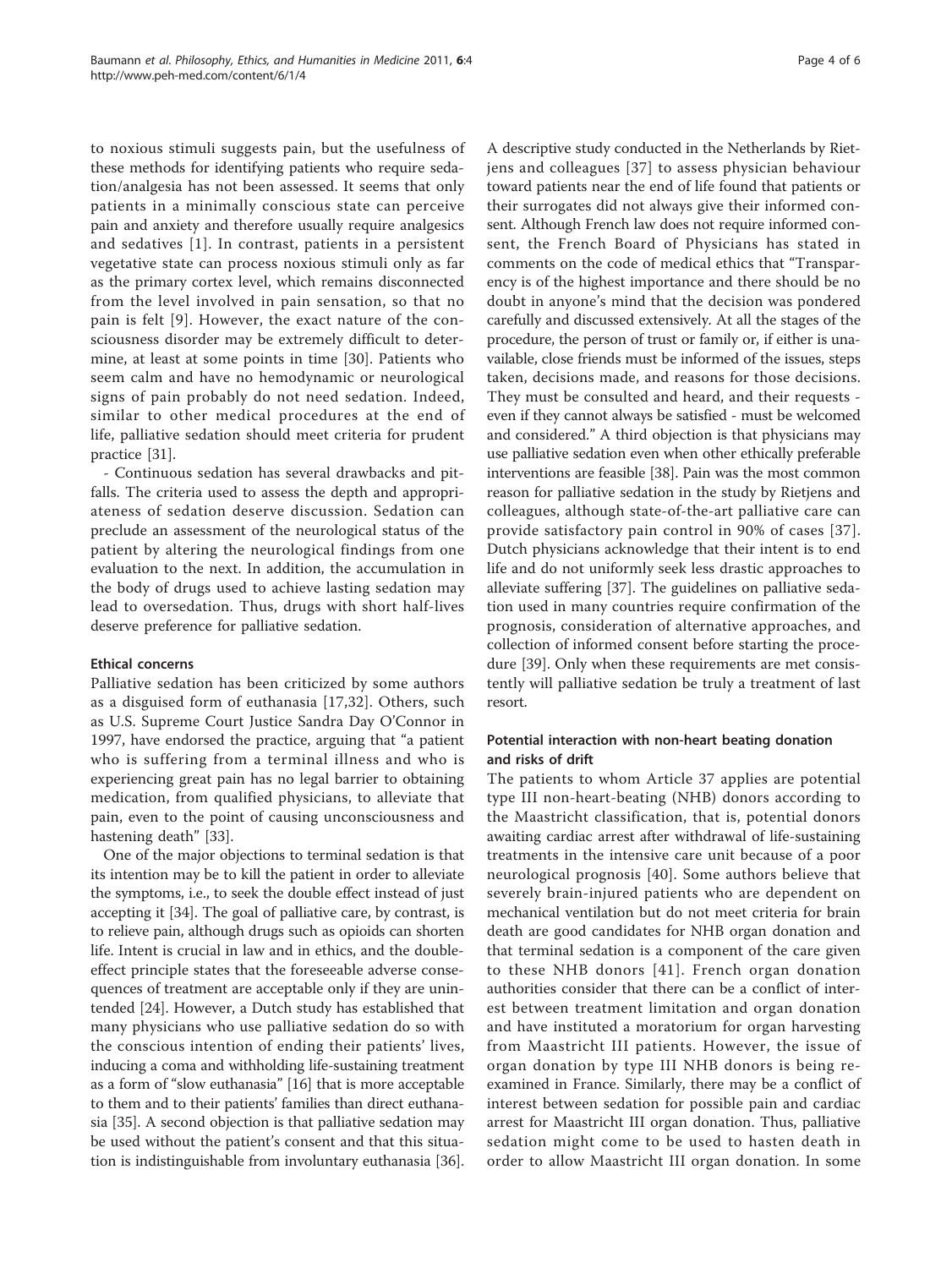to noxious stimuli suggests pain, but the usefulness of these methods for identifying patients who require sedation/analgesia has not been assessed. It seems that only patients in a minimally conscious state can perceive pain and anxiety and therefore usually require analgesics and sedatives [1]. In contrast, patients in a persistent vegetative state can process noxious stimuli only as far as the primary cortex level, which remains disconnected from the level involved in pain sensation, so that no pain is felt [9]. However, the exact nature of the consciousness disorder may be extremely difficult to determine, at least at some points in time [30]. Patients who seem calm and have no hemodynamic or neurological signs of pain probably do not need sedation. Indeed, similar to other medical procedures at the end of life, palliative sedation should meet criteria for prudent practice [31].

- Continuous sedation has several drawbacks and pitfalls. The criteria used to assess the depth and appropriateness of sedation deserve discussion. Sedation can preclude an assessment of the neurological status of the patient by altering the neurological findings from one evaluation to the next. In addition, the accumulation in the body of drugs used to achieve lasting sedation may lead to oversedation. Thus, drugs with short half-lives deserve preference for palliative sedation.

### Ethical concerns

Palliative sedation has been criticized by some authors as a disguised form of euthanasia [17,32]. Others, such as U.S. Supreme Court Justice Sandra Day O'Connor in 1997, have endorsed the practice, arguing that "a patient who is suffering from a terminal illness and who is experiencing great pain has no legal barrier to obtaining medication, from qualified physicians, to alleviate that pain, even to the point of causing unconsciousness and hastening death" [33].

One of the major objections to terminal sedation is that its intention may be to kill the patient in order to alleviate the symptoms, i.e., to seek the double effect instead of just accepting it [34]. The goal of palliative care, by contrast, is to relieve pain, although drugs such as opioids can shorten life. Intent is crucial in law and in ethics, and the double-effect principle states that the foreseeable adverse consequences of treatment are acceptable only if they are unintended [24]. However, a Dutch study has established that many physicians who use palliative sedation do so with the conscious intention of ending their patients' lives, inducing a coma and withholding life-sustaining treatment as a form of "slow euthanasia" [16] that is more acceptable to them and to their patients' families than direct euthanasia [35]. A second objection is that palliative sedation may be used without the patient's consent and that this situation is indistinguishable from involuntary euthanasia [36]. A descriptive study conducted in the Netherlands by Rietjens and colleagues [37] to assess physician behaviour toward patients near the end of life found that patients or their surrogates did not always give their informed consent. Although French law does not require informed consent, the French Board of Physicians has stated in comments on the code of medical ethics that "Transparency is of the highest importance and there should be no doubt in anyone's mind that the decision was pondered carefully and discussed extensively. At all the stages of the procedure, the person of trust or family or, if either is unavailable, close friends must be informed of the issues, steps taken, decisions made, and reasons for those decisions. They must be consulted and heard, and their requests - even if they cannot always be satisfied - must be welcomed and considered." A third objection is that physicians may use palliative sedation even when other ethically preferable interventions are feasible [38]. Pain was the most common reason for palliative sedation in the study by Rietjens and colleagues, although state-of-the-art palliative care can provide satisfactory pain control in 90% of cases [37]. Dutch physicians acknowledge that their intent is to end life and do not uniformly seek less drastic approaches to alleviate suffering [37]. The guidelines on palliative sedation used in many countries require confirmation of the prognosis, consideration of alternative approaches, and collection of informed consent before starting the procedure [39]. Only when these requirements are met consistently will palliative sedation be truly a treatment of last resort.

### Potential interaction with non-heart beating donation and risks of drift

The patients to whom Article 37 applies are potential type III non-heart-beating (NHB) donors according to the Maastricht classification, that is, potential donors awaiting cardiac arrest after withdrawal of life-sustaining treatments in the intensive care unit because of a poor neurological prognosis [40]. Some authors believe that severely brain-injured patients who are dependent on mechanical ventilation but do not meet criteria for brain death are good candidates for NHB organ donation and that terminal sedation is a component of the care given to these NHB donors [41]. French organ donation authorities consider that there can be a conflict of interest between treatment limitation and organ donation and have instituted a moratorium for organ harvesting from Maastricht III patients. However, the issue of organ donation by type III NHB donors is being re-examined in France. Similarly, there may be a conflict of interest between sedation for possible pain and cardiac arrest for Maastricht III organ donation. Thus, palliative sedation might come to be used to hasten death in order to allow Maastricht III organ donation. In some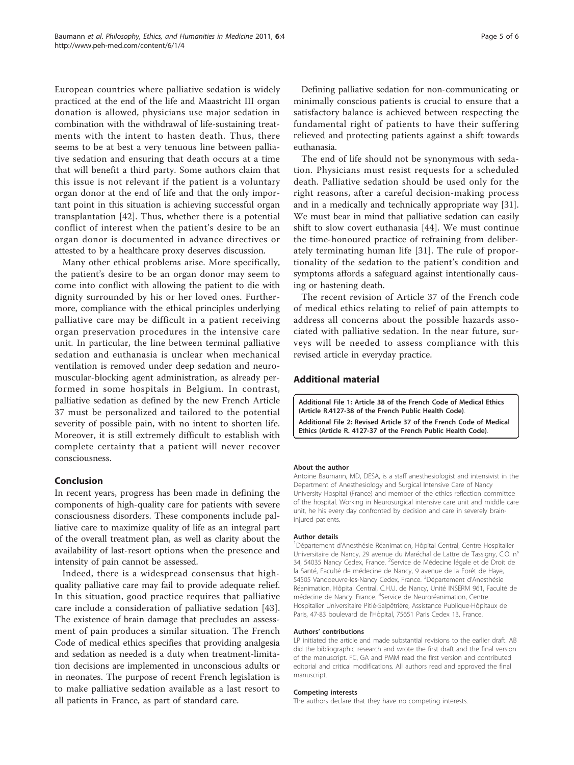European countries where palliative sedation is widely practiced at the end of the life and Maastricht III organ donation is allowed, physicians use major sedation in combination with the withdrawal of life-sustaining treatments with the intent to hasten death. Thus, there seems to be at best a very tenuous line between palliative sedation and ensuring that death occurs at a time that will benefit a third party. Some authors claim that this issue is not relevant if the patient is a voluntary organ donor at the end of life and that the only important point in this situation is achieving successful organ transplantation [42]. Thus, whether there is a potential conflict of interest when the patient's desire to be an organ donor is documented in advance directives or attested to by a healthcare proxy deserves discussion.

Many other ethical problems arise. More specifically, the patient's desire to be an organ donor may seem to come into conflict with allowing the patient to die with dignity surrounded by his or her loved ones. Furthermore, compliance with the ethical principles underlying palliative care may be difficult in a patient receiving organ preservation procedures in the intensive care unit. In particular, the line between terminal palliative sedation and euthanasia is unclear when mechanical ventilation is removed under deep sedation and neuromuscular-blocking agent administration, as already performed in some hospitals in Belgium. In contrast, palliative sedation as defined by the new French Article 37 must be personalized and tailored to the potential severity of possible pain, with no intent to shorten life. Moreover, it is still extremely difficult to establish with complete certainty that a patient will never recover consciousness.

## Conclusion

In recent years, progress has been made in defining the components of high-quality care for patients with severe consciousness disorders. These components include palliative care to maximize quality of life as an integral part of the overall treatment plan, as well as clarity about the availability of last-resort options when the presence and intensity of pain cannot be assessed.

Indeed, there is a widespread consensus that high-quality palliative care may fail to provide adequate relief. In this situation, good practice requires that palliative care include a consideration of palliative sedation [43]. The existence of brain damage that precludes an assessment of pain produces a similar situation. The French Code of medical ethics specifies that providing analgesia and sedation as needed is a duty when treatment-limitation decisions are implemented in unconscious adults or in neonates. The purpose of recent French legislation is to make palliative sedation available as a last resort to all patients in France, as part of standard care.

Defining palliative sedation for non-communicating or minimally conscious patients is crucial to ensure that a satisfactory balance is achieved between respecting the fundamental right of patients to have their suffering relieved and protecting patients against a shift towards euthanasia.

The end of life should not be synonymous with sedation. Physicians must resist requests for a scheduled death. Palliative sedation should be used only for the right reasons, after a careful decision-making process and in a medically and technically appropriate way [31]. We must bear in mind that palliative sedation can easily shift to slow covert euthanasia [44]. We must continue the time-honoured practice of refraining from deliberately terminating human life [31]. The rule of proportionality of the sedation to the patient's condition and symptoms affords a safeguard against intentionally causing or hastening death.

The recent revision of Article 37 of the French code of medical ethics relating to relief of pain attempts to address all concerns about the possible hazards associated with palliative sedation. In the near future, surveys will be needed to assess compliance with this revised article in everyday practice.

## Additional material

**Additional File 1: Article 38 of the French Code of Medical Ethics (Article R.4127-38 of the French Public Health Code)**.

**Additional File 2: Revised Article 37 of the French Code of Medical Ethics (Article R. 4127-37 of the French Public Health Code)**.

#### About the author

Antoine Baumann, MD, DESA, is a staff anesthesiologist and intensivist in the Department of Anesthesiology and Surgical Intensive Care of Nancy University Hospital (France) and member of the ethics reflection committee of the hospital. Working in Neurosurgical intensive care unit and middle care unit, he his every day confronted by decision and care in severely brain-injured patients.

#### Author details

[1]Département d'Anesthésie Réanimation, Hôpital Central, Centre Hospitalier Universitaire de Nancy, 29 avenue du Maréchal de Lattre de Tassigny, C.O. n° 34, 54035 Nancy Cedex, France. [2]Service de Médecine légale et de Droit de la Santé, Faculté de médecine de Nancy, 9 avenue de la Forêt de Haye, 54505 Vandoeuvre-les-Nancy Cedex, France. [3]Département d'Anesthésie Réanimation, Hôpital Central, C.H.U. de Nancy, Unité INSERM 961, Faculté de médecine de Nancy. France. [4]Service de Neuroréanimation, Centre Hospitalier Universitaire Pitié-Salpêtrière, Assistance Publique-Hôpitaux de Paris, 47-83 boulevard de l'Hôpital, 75651 Paris Cedex 13, France.

#### Authors' contributions

LP initiated the article and made substantial revisions to the earlier draft. AB did the bibliographic research and wrote the first draft and the final version of the manuscript. FC, GA and PMM read the first version and contributed editorial and critical modifications. All authors read and approved the final manuscript.

#### Competing interests

The authors declare that they have no competing interests.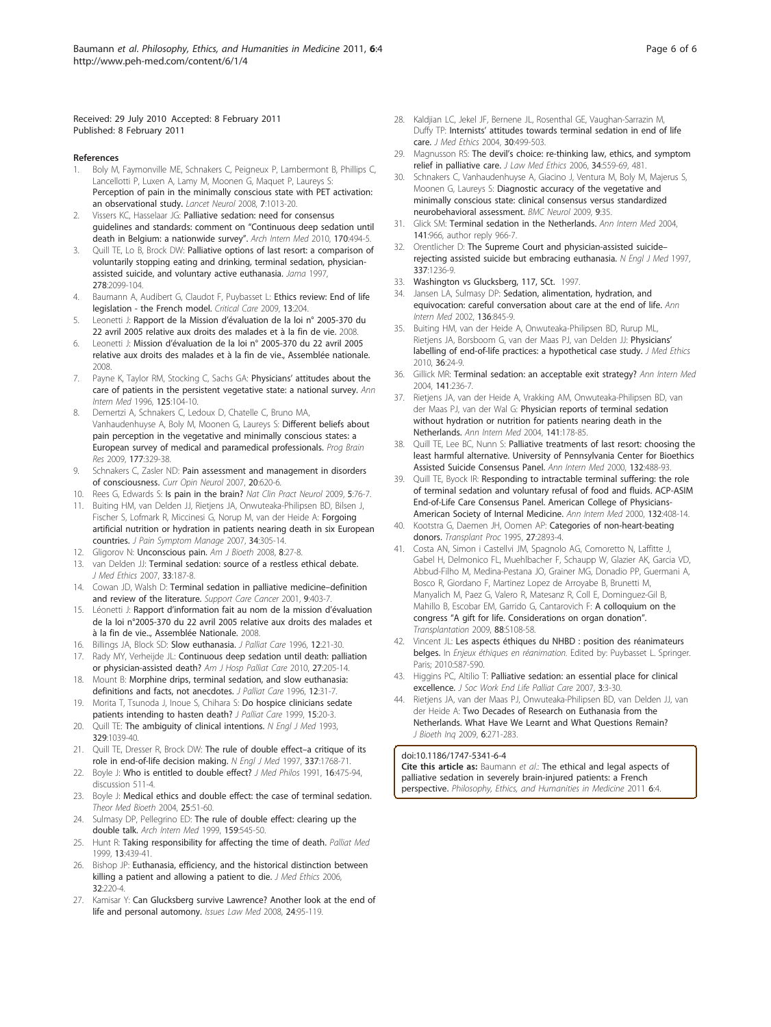Received: 29 July 2010 Accepted: 8 February 2011
Published: 8 February 2011

## References

1. Boly M, Faymonville ME, Schnakers C, Peigneux P, Lambermont B, Phillips C, Lancellotti P, Luxen A, Lamy M, Moonen G, Maquet P, Laureys S: **Perception of pain in the minimally conscious state with PET activation: an observational study.** *Lancet Neurol* 2008, **7**:1013-20.
2. Vissers KC, Hasselaar JG: **Palliative sedation: need for consensus guidelines and standards: comment on "Continuous deep sedation until death in Belgium: a nationwide survey".** *Arch Intern Med* 2010, **170**:494-5.
3. Quill TE, Lo B, Brock DW: **Palliative options of last resort: a comparison of voluntarily stopping eating and drinking, terminal sedation, physician-assisted suicide, and voluntary active euthanasia.** *Jama* 1997, **278**:2099-104.
4. Baumann A, Audibert G, Claudot F, Puybasset L: **Ethics review: End of life legislation - the French model.** *Critical Care* 2009, **13**:204.
5. Leonetti J: **Rapport de la Mission d'évaluation de la loi n° 2005-370 du 22 avril 2005 relative aux droits des malades et à la fin de vie.** 2008.
6. Leonetti J: **Mission d'évaluation de la loi n° 2005-370 du 22 avril 2005 relative aux droits des malades et à la fin de vie., Assemblée nationale.** 2008.
7. Payne K, Taylor RM, Stocking C, Sachs GA: **Physicians' attitudes about the care of patients in the persistent vegetative state: a national survey.** *Ann Intern Med* 1996, **125**:104-10.
8. Demertzi A, Schnakers C, Ledoux D, Chatelle C, Bruno MA, Vanhaudenhuyse A, Boly M, Moonen G, Laureys S: **Different beliefs about pain perception in the vegetative and minimally conscious states: a European survey of medical and paramedical professionals.** *Prog Brain Res* 2009, **177**:329-38.
9. Schnakers C, Zasler ND: **Pain assessment and management in disorders of consciousness.** *Curr Opin Neurol* 2007, **20**:620-6.
10. Rees G, Edwards S: **Is pain in the brain?** *Nat Clin Pract Neurol* 2009, **5**:76-7.
11. Buiting HM, van Delden JJ, Rietjens JA, Onwuteaka-Philipsen BD, Bilsen J, Fischer S, Lofmark R, Miccinesi G, Norup M, van der Heide A: **Forgoing artificial nutrition or hydration in patients nearing death in six European countries.** *J Pain Symptom Manage* 2007, **34**:305-14.
12. Gligorov N: **Unconscious pain.** *Am J Bioeth* 2008, **8**:27-8.
13. van Delden JJ: **Terminal sedation: source of a restless ethical debate.** *J Med Ethics* 2007, **33**:187-8.
14. Cowan JD, Walsh D: **Terminal sedation in palliative medicine–definition and review of the literature.** *Support Care Cancer* 2001, **9**:403-7.
15. Léonetti J: **Rapport d'information fait au nom de la mission d'évaluation de la loi n°2005-370 du 22 avril 2005 relative aux droits des malades et à la fin de vie., Assemblée Nationale.** 2008.
16. Billings JA, Block SD: **Slow euthanasia.** *J Palliat Care* 1996, **12**:21-30.
17. Rady MY, Verheijde JL: **Continuous deep sedation until death: palliation or physician-assisted death?** *Am J Hosp Palliat Care* 2010, **27**:205-14.
18. Mount B: **Morphine drips, terminal sedation, and slow euthanasia: definitions and facts, not anecdotes.** *J Palliat Care* 1996, **12**:31-7.
19. Morita T, Tsunoda J, Inoue S, Chihara S: **Do hospice clinicians sedate patients intending to hasten death?** *J Palliat Care* 1999, **15**:20-3.
20. Quill TE: **The ambiguity of clinical intentions.** *N Engl J Med* 1993, **329**:1039-40.
21. Quill TE, Dresser R, Brock DW: **The rule of double effect–a critique of its role in end-of-life decision making.** *N Engl J Med* 1997, **337**:1768-71.
22. Boyle J: **Who is entitled to double effect?** *J Med Philos* 1991, **16**:475-94, discussion 511-4.
23. Boyle J: **Medical ethics and double effect: the case of terminal sedation.** *Theor Med Bioeth* 2004, **25**:51-60.
24. Sulmasy DP, Pellegrino ED: **The rule of double effect: clearing up the double talk.** *Arch Intern Med* 1999, **159**:545-50.
25. Hunt R: **Taking responsibility for affecting the time of death.** *Palliat Med* 1999, **13**:439-41.
26. Bishop JP: **Euthanasia, efficiency, and the historical distinction between killing a patient and allowing a patient to die.** *J Med Ethics* 2006, **32**:220-4.
27. Kamisar Y: **Can Glucksberg survive Lawrence? Another look at the end of life and personal automony.** *Issues Law Med* 2008, **24**:95-119.
28. Kaldjian LC, Jekel JF, Bernene JL, Rosenthal GE, Vaughan-Sarrazin M, Duffy TP: **Internists' attitudes towards terminal sedation in end of life care.** *J Med Ethics* 2004, **30**:499-503.
29. Magnusson RS: **The devil's choice: re-thinking law, ethics, and symptom relief in palliative care.** *J Law Med Ethics* 2006, **34**:559-69, 481.
30. Schnakers C, Vanhaudenhuyse A, Giacino J, Ventura M, Boly M, Majerus S, Moonen G, Laureys S: **Diagnostic accuracy of the vegetative and minimally conscious state: clinical consensus versus standardized neurobehavioral assessment.** *BMC Neurol* 2009, **9**:35.
31. Glick SM: **Terminal sedation in the Netherlands.** *Ann Intern Med* 2004, **141**:966, author reply 966-7.
32. Orentlicher D: **The Supreme Court and physician-assisted suicide–rejecting assisted suicide but embracing euthanasia.** *N Engl J Med* 1997, **337**:1236-9.
33. **Washington vs Glucksberg, 117, SCt.** 1997.
34. Jansen LA, Sulmasy DP: **Sedation, alimentation, hydration, and equivocation: careful conversation about care at the end of life.** *Ann Intern Med* 2002, **136**:845-9.
35. Buiting HM, van der Heide A, Onwuteaka-Philipsen BD, Rurup ML, Rietjens JA, Borsboom G, van der Maas PJ, van Delden JJ: **Physicians' labelling of end-of-life practices: a hypothetical case study.** *J Med Ethics* 2010, **36**:24-9.
36. Gillick MR: **Terminal sedation: an acceptable exit strategy?** *Ann Intern Med* 2004, **141**:236-7.
37. Rietjens JA, van der Heide A, Vrakking AM, Onwuteaka-Philipsen BD, van der Maas PJ, van der Wal G: **Physician reports of terminal sedation without hydration or nutrition for patients nearing death in the Netherlands.** *Ann Intern Med* 2004, **141**:178-85.
38. Quill TE, Lee BC, Nunn S: **Palliative treatments of last resort: choosing the least harmful alternative. University of Pennsylvania Center for Bioethics Assisted Suicide Consensus Panel.** *Ann Intern Med* 2000, **132**:488-93.
39. Quill TE, Byock IR: **Responding to intractable terminal suffering: the role of terminal sedation and voluntary refusal of food and fluids. ACP-ASIM End-of-Life Care Consensus Panel. American College of Physicians-American Society of Internal Medicine.** *Ann Intern Med* 2000, **132**:408-14.
40. Kootstra G, Daemen JH, Oomen AP: **Categories of non-heart-beating donors.** *Transplant Proc* 1995, **27**:2893-4.
41. Costa AN, Simon i Castellvi JM, Spagnolo AG, Comoretto N, Laffitte J, Gabel H, Delmonico FL, Muehlbacher F, Schaupp W, Glazier AK, Garcia VD, Abbud-Filho M, Medina-Pestana JO, Grainer MG, Donadio PP, Guermani A, Bosco R, Giordano F, Martinez Lopez de Arroyabe B, Brunetti M, Manyalich M, Paez G, Valero R, Matesanz R, Coll E, Dominguez-Gil B, Mahillo B, Escobar EM, Garrido G, Cantarovich F: **A colloquium on the congress "A gift for life. Considerations on organ donation".** *Transplantation* 2009, **88**:S108-58.
42. Vincent JL: **Les aspects éthiques du NHBD : position des réanimateurs belges.** In *Enjeux éthiques en réanimation.* Edited by: Puybasset L. Springer. Paris; 2010:587-590.
43. Higgins PC, Altilio T: **Palliative sedation: an essential place for clinical excellence.** *J Soc Work End Life Palliat Care* 2007, **3**:3-30.
44. Rietjens JA, van der Maas PJ, Onwuteaka-Philipsen BD, van Delden JJ, van der Heide A: **Two Decades of Research on Euthanasia from the Netherlands. What Have We Learnt and What Questions Remain?** *J Bioeth Inq* 2009, **6**:271-283.

doi:10.1186/1747-5341-6-4

**Cite this article as:** Baumann *et al.*: The ethical and legal aspects of palliative sedation in severely brain-injured patients: a French perspective. *Philosophy, Ethics, and Humanities in Medicine* 2011 **6**:4.